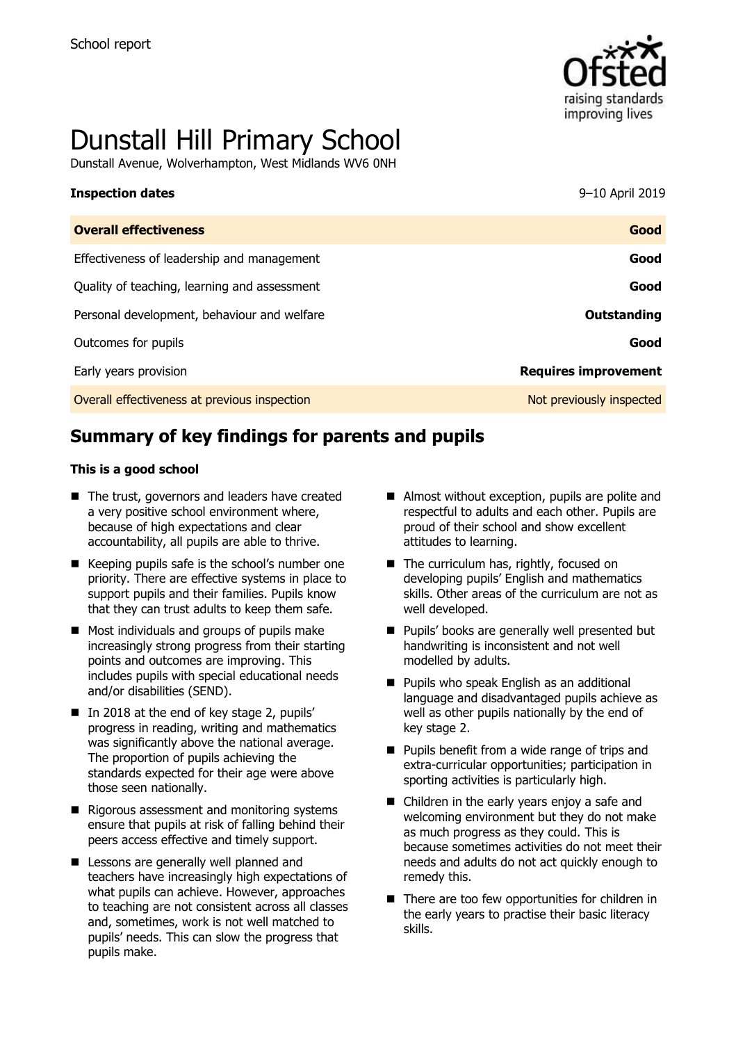School report

# Dunstall Hill Primary School

Dunstall Avenue, Wolverhampton, West Midlands WV6 0NH

| **Inspection dates** | 9–10 April 2019 |
|---|---|
| **Overall effectiveness** | **Good** |
| Effectiveness of leadership and management | **Good** |
| Quality of teaching, learning and assessment | **Good** |
| Personal development, behaviour and welfare | **Outstanding** |
| Outcomes for pupils | **Good** |
| Early years provision | **Requires improvement** |
| Overall effectiveness at previous inspection | Not previously inspected |

## Summary of key findings for parents and pupils

**This is a good school**

- The trust, governors and leaders have created a very positive school environment where, because of high expectations and clear accountability, all pupils are able to thrive.
- Keeping pupils safe is the school's number one priority. There are effective systems in place to support pupils and their families. Pupils know that they can trust adults to keep them safe.
- Most individuals and groups of pupils make increasingly strong progress from their starting points and outcomes are improving. This includes pupils with special educational needs and/or disabilities (SEND).
- In 2018 at the end of key stage 2, pupils' progress in reading, writing and mathematics was significantly above the national average. The proportion of pupils achieving the standards expected for their age were above those seen nationally.
- Rigorous assessment and monitoring systems ensure that pupils at risk of falling behind their peers access effective and timely support.
- Lessons are generally well planned and teachers have increasingly high expectations of what pupils can achieve. However, approaches to teaching are not consistent across all classes and, sometimes, work is not well matched to pupils' needs. This can slow the progress that pupils make.
- Almost without exception, pupils are polite and respectful to adults and each other. Pupils are proud of their school and show excellent attitudes to learning.
- The curriculum has, rightly, focused on developing pupils' English and mathematics skills. Other areas of the curriculum are not as well developed.
- Pupils' books are generally well presented but handwriting is inconsistent and not well modelled by adults.
- Pupils who speak English as an additional language and disadvantaged pupils achieve as well as other pupils nationally by the end of key stage 2.
- Pupils benefit from a wide range of trips and extra-curricular opportunities; participation in sporting activities is particularly high.
- Children in the early years enjoy a safe and welcoming environment but they do not make as much progress as they could. This is because sometimes activities do not meet their needs and adults do not act quickly enough to remedy this.
- There are too few opportunities for children in the early years to practise their basic literacy skills.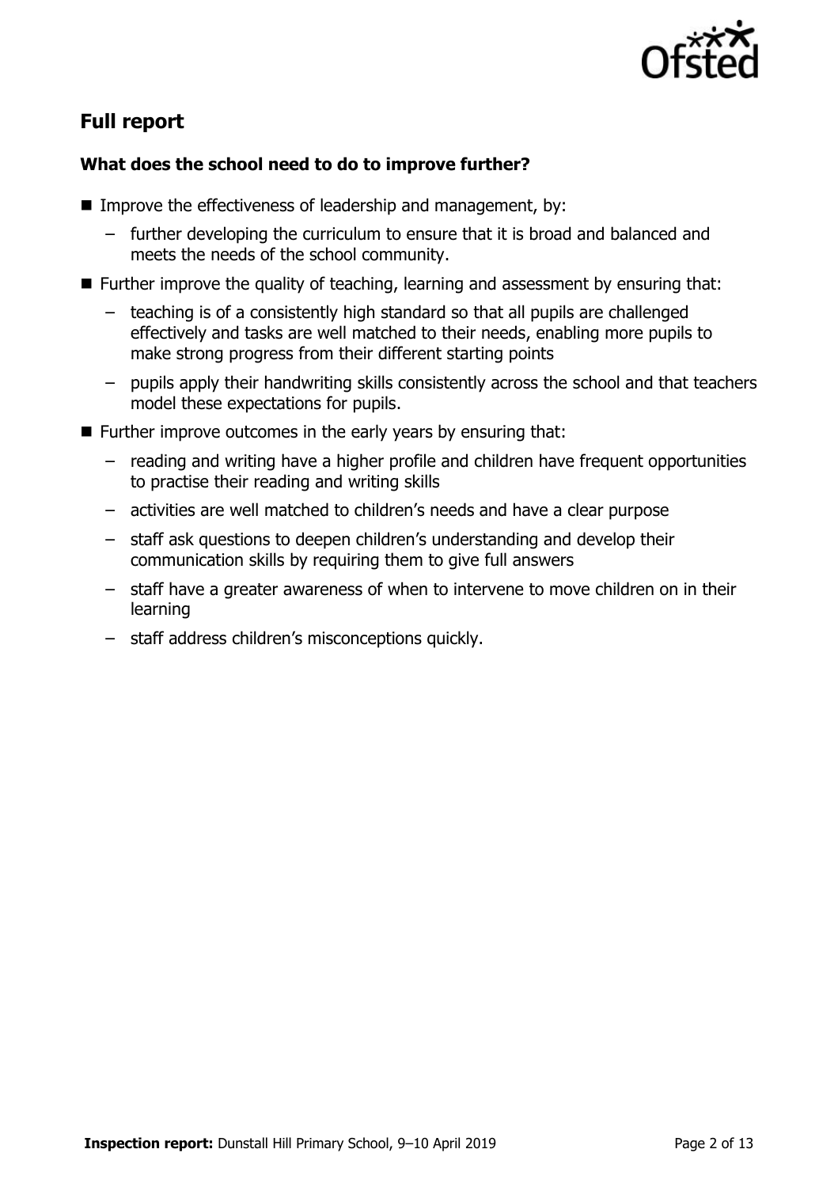## Full report

### What does the school need to do to improve further?

- Improve the effectiveness of leadership and management, by:
  - further developing the curriculum to ensure that it is broad and balanced and meets the needs of the school community.
- Further improve the quality of teaching, learning and assessment by ensuring that:
  - teaching is of a consistently high standard so that all pupils are challenged effectively and tasks are well matched to their needs, enabling more pupils to make strong progress from their different starting points
  - pupils apply their handwriting skills consistently across the school and that teachers model these expectations for pupils.
- Further improve outcomes in the early years by ensuring that:
  - reading and writing have a higher profile and children have frequent opportunities to practise their reading and writing skills
  - activities are well matched to children's needs and have a clear purpose
  - staff ask questions to deepen children's understanding and develop their communication skills by requiring them to give full answers
  - staff have a greater awareness of when to intervene to move children on in their learning
  - staff address children's misconceptions quickly.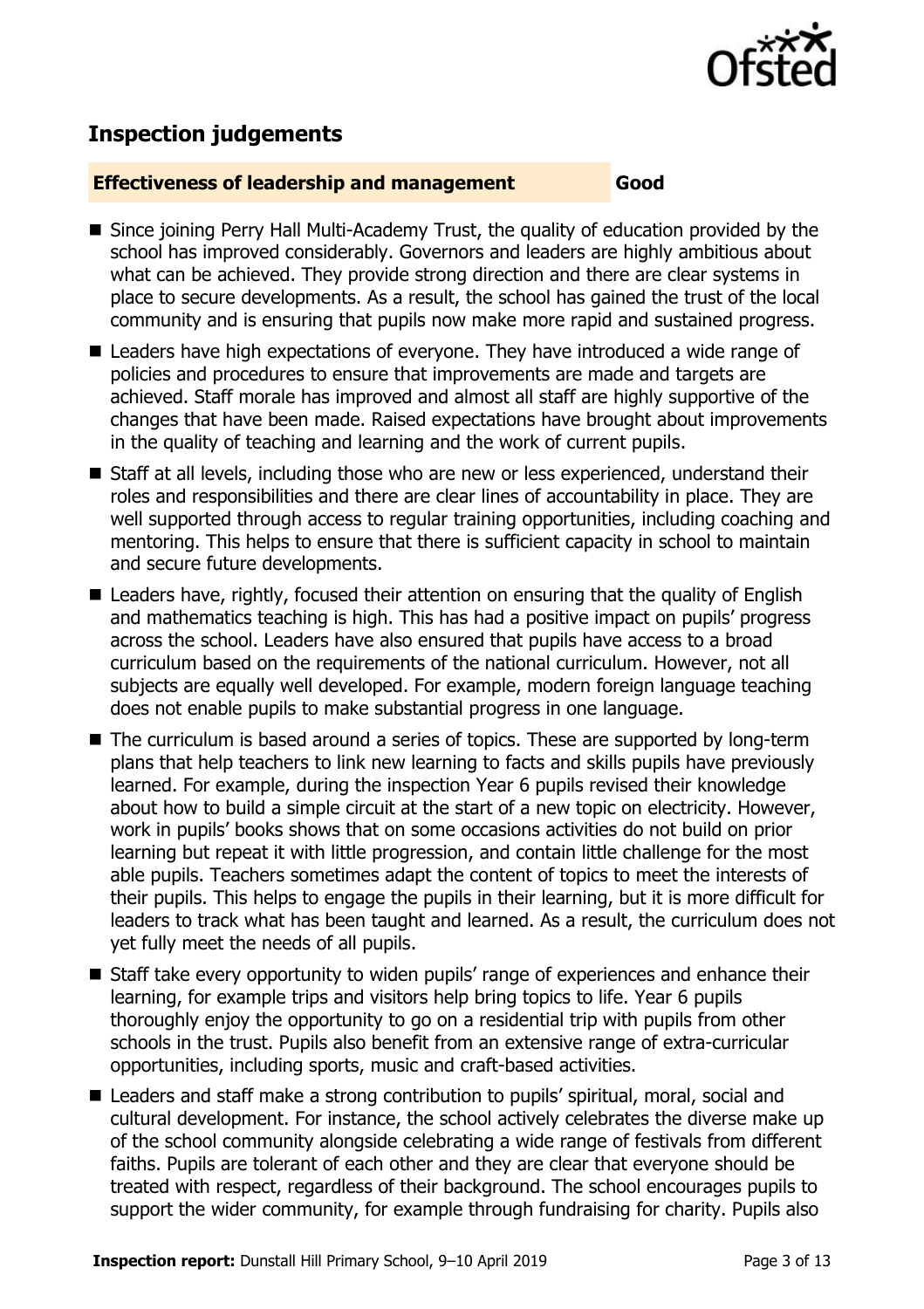## Inspection judgements

**Effectiveness of leadership and management** **Good**

- Since joining Perry Hall Multi-Academy Trust, the quality of education provided by the school has improved considerably. Governors and leaders are highly ambitious about what can be achieved. They provide strong direction and there are clear systems in place to secure developments. As a result, the school has gained the trust of the local community and is ensuring that pupils now make more rapid and sustained progress.
- Leaders have high expectations of everyone. They have introduced a wide range of policies and procedures to ensure that improvements are made and targets are achieved. Staff morale has improved and almost all staff are highly supportive of the changes that have been made. Raised expectations have brought about improvements in the quality of teaching and learning and the work of current pupils.
- Staff at all levels, including those who are new or less experienced, understand their roles and responsibilities and there are clear lines of accountability in place. They are well supported through access to regular training opportunities, including coaching and mentoring. This helps to ensure that there is sufficient capacity in school to maintain and secure future developments.
- Leaders have, rightly, focused their attention on ensuring that the quality of English and mathematics teaching is high. This has had a positive impact on pupils' progress across the school. Leaders have also ensured that pupils have access to a broad curriculum based on the requirements of the national curriculum. However, not all subjects are equally well developed. For example, modern foreign language teaching does not enable pupils to make substantial progress in one language.
- The curriculum is based around a series of topics. These are supported by long-term plans that help teachers to link new learning to facts and skills pupils have previously learned. For example, during the inspection Year 6 pupils revised their knowledge about how to build a simple circuit at the start of a new topic on electricity. However, work in pupils' books shows that on some occasions activities do not build on prior learning but repeat it with little progression, and contain little challenge for the most able pupils. Teachers sometimes adapt the content of topics to meet the interests of their pupils. This helps to engage the pupils in their learning, but it is more difficult for leaders to track what has been taught and learned. As a result, the curriculum does not yet fully meet the needs of all pupils.
- Staff take every opportunity to widen pupils' range of experiences and enhance their learning, for example trips and visitors help bring topics to life. Year 6 pupils thoroughly enjoy the opportunity to go on a residential trip with pupils from other schools in the trust. Pupils also benefit from an extensive range of extra-curricular opportunities, including sports, music and craft-based activities.
- Leaders and staff make a strong contribution to pupils' spiritual, moral, social and cultural development. For instance, the school actively celebrates the diverse make up of the school community alongside celebrating a wide range of festivals from different faiths. Pupils are tolerant of each other and they are clear that everyone should be treated with respect, regardless of their background. The school encourages pupils to support the wider community, for example through fundraising for charity. Pupils also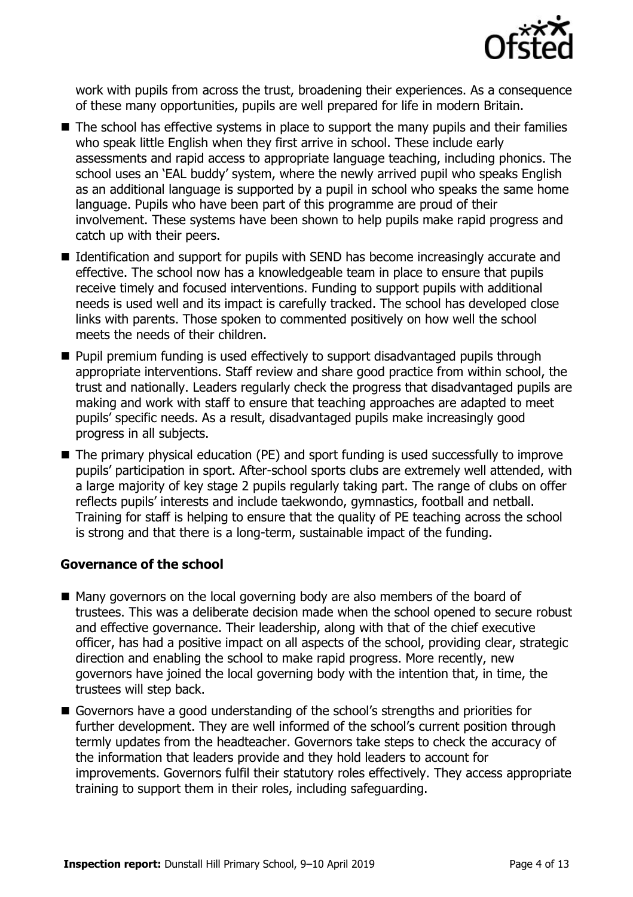work with pupils from across the trust, broadening their experiences. As a consequence of these many opportunities, pupils are well prepared for life in modern Britain.

- The school has effective systems in place to support the many pupils and their families who speak little English when they first arrive in school. These include early assessments and rapid access to appropriate language teaching, including phonics. The school uses an 'EAL buddy' system, where the newly arrived pupil who speaks English as an additional language is supported by a pupil in school who speaks the same home language. Pupils who have been part of this programme are proud of their involvement. These systems have been shown to help pupils make rapid progress and catch up with their peers.
- Identification and support for pupils with SEND has become increasingly accurate and effective. The school now has a knowledgeable team in place to ensure that pupils receive timely and focused interventions. Funding to support pupils with additional needs is used well and its impact is carefully tracked. The school has developed close links with parents. Those spoken to commented positively on how well the school meets the needs of their children.
- Pupil premium funding is used effectively to support disadvantaged pupils through appropriate interventions. Staff review and share good practice from within school, the trust and nationally. Leaders regularly check the progress that disadvantaged pupils are making and work with staff to ensure that teaching approaches are adapted to meet pupils' specific needs. As a result, disadvantaged pupils make increasingly good progress in all subjects.
- The primary physical education (PE) and sport funding is used successfully to improve pupils' participation in sport. After-school sports clubs are extremely well attended, with a large majority of key stage 2 pupils regularly taking part. The range of clubs on offer reflects pupils' interests and include taekwondo, gymnastics, football and netball. Training for staff is helping to ensure that the quality of PE teaching across the school is strong and that there is a long-term, sustainable impact of the funding.

### Governance of the school

- Many governors on the local governing body are also members of the board of trustees. This was a deliberate decision made when the school opened to secure robust and effective governance. Their leadership, along with that of the chief executive officer, has had a positive impact on all aspects of the school, providing clear, strategic direction and enabling the school to make rapid progress. More recently, new governors have joined the local governing body with the intention that, in time, the trustees will step back.
- Governors have a good understanding of the school's strengths and priorities for further development. They are well informed of the school's current position through termly updates from the headteacher. Governors take steps to check the accuracy of the information that leaders provide and they hold leaders to account for improvements. Governors fulfil their statutory roles effectively. They access appropriate training to support them in their roles, including safeguarding.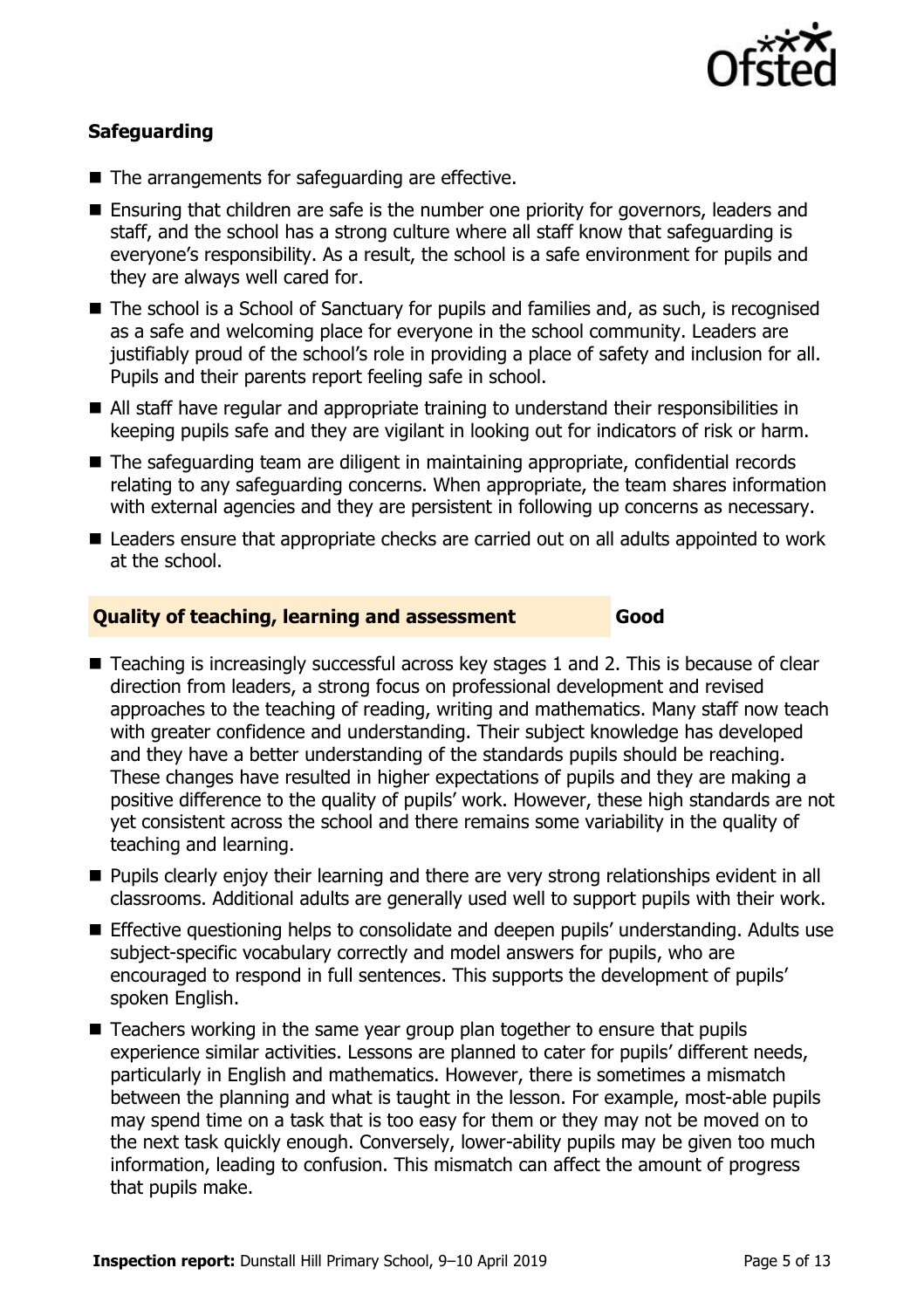### Safeguarding

- The arrangements for safeguarding are effective.
- Ensuring that children are safe is the number one priority for governors, leaders and staff, and the school has a strong culture where all staff know that safeguarding is everyone's responsibility. As a result, the school is a safe environment for pupils and they are always well cared for.
- The school is a School of Sanctuary for pupils and families and, as such, is recognised as a safe and welcoming place for everyone in the school community. Leaders are justifiably proud of the school's role in providing a place of safety and inclusion for all. Pupils and their parents report feeling safe in school.
- All staff have regular and appropriate training to understand their responsibilities in keeping pupils safe and they are vigilant in looking out for indicators of risk or harm.
- The safeguarding team are diligent in maintaining appropriate, confidential records relating to any safeguarding concerns. When appropriate, the team shares information with external agencies and they are persistent in following up concerns as necessary.
- Leaders ensure that appropriate checks are carried out on all adults appointed to work at the school.

### Quality of teaching, learning and assessment — Good

- Teaching is increasingly successful across key stages 1 and 2. This is because of clear direction from leaders, a strong focus on professional development and revised approaches to the teaching of reading, writing and mathematics. Many staff now teach with greater confidence and understanding. Their subject knowledge has developed and they have a better understanding of the standards pupils should be reaching. These changes have resulted in higher expectations of pupils and they are making a positive difference to the quality of pupils' work. However, these high standards are not yet consistent across the school and there remains some variability in the quality of teaching and learning.
- Pupils clearly enjoy their learning and there are very strong relationships evident in all classrooms. Additional adults are generally used well to support pupils with their work.
- Effective questioning helps to consolidate and deepen pupils' understanding. Adults use subject-specific vocabulary correctly and model answers for pupils, who are encouraged to respond in full sentences. This supports the development of pupils' spoken English.
- Teachers working in the same year group plan together to ensure that pupils experience similar activities. Lessons are planned to cater for pupils' different needs, particularly in English and mathematics. However, there is sometimes a mismatch between the planning and what is taught in the lesson. For example, most-able pupils may spend time on a task that is too easy for them or they may not be moved on to the next task quickly enough. Conversely, lower-ability pupils may be given too much information, leading to confusion. This mismatch can affect the amount of progress that pupils make.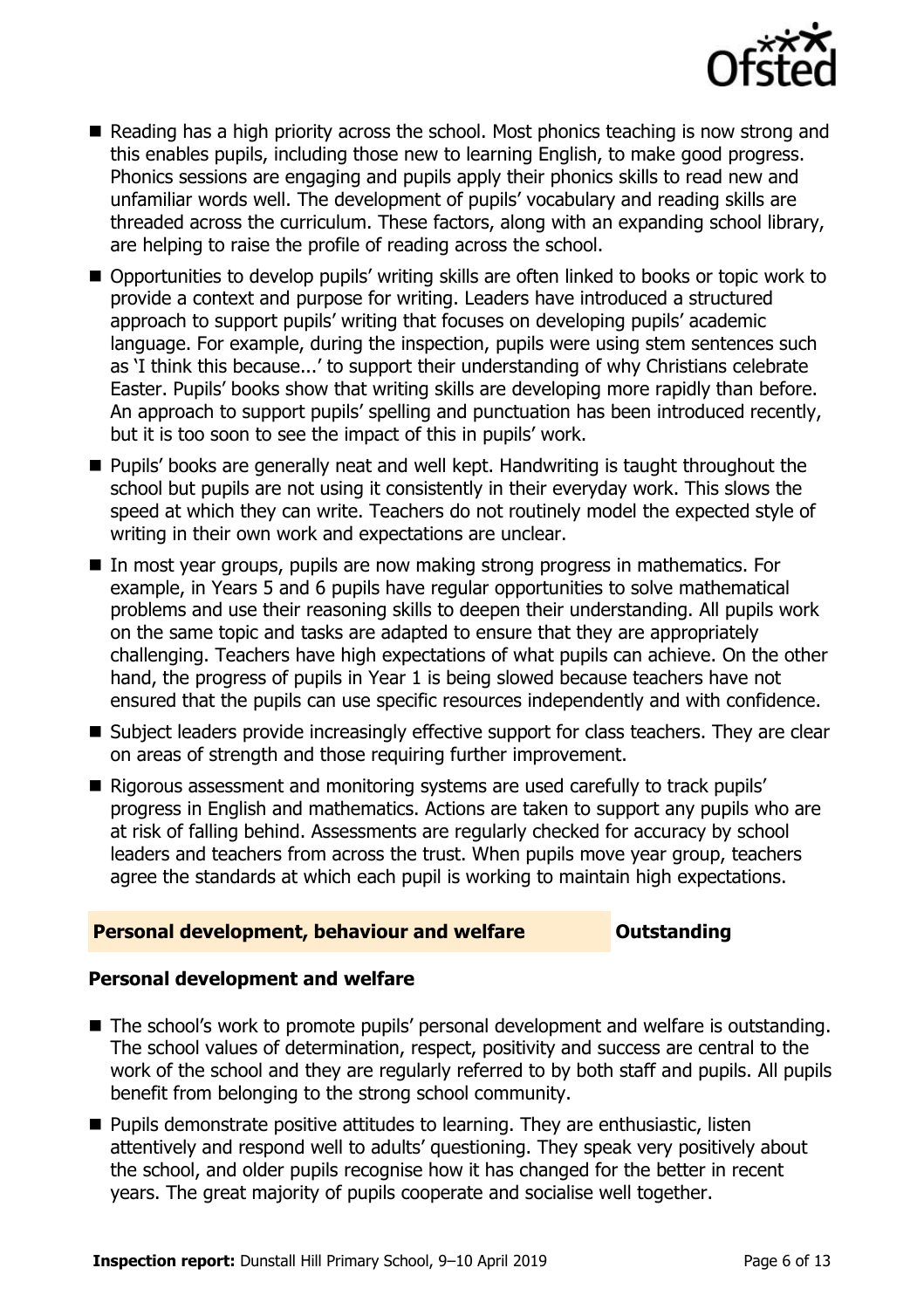- Reading has a high priority across the school. Most phonics teaching is now strong and this enables pupils, including those new to learning English, to make good progress. Phonics sessions are engaging and pupils apply their phonics skills to read new and unfamiliar words well. The development of pupils' vocabulary and reading skills are threaded across the curriculum. These factors, along with an expanding school library, are helping to raise the profile of reading across the school.
- Opportunities to develop pupils' writing skills are often linked to books or topic work to provide a context and purpose for writing. Leaders have introduced a structured approach to support pupils' writing that focuses on developing pupils' academic language. For example, during the inspection, pupils were using stem sentences such as 'I think this because...' to support their understanding of why Christians celebrate Easter. Pupils' books show that writing skills are developing more rapidly than before. An approach to support pupils' spelling and punctuation has been introduced recently, but it is too soon to see the impact of this in pupils' work.
- Pupils' books are generally neat and well kept. Handwriting is taught throughout the school but pupils are not using it consistently in their everyday work. This slows the speed at which they can write. Teachers do not routinely model the expected style of writing in their own work and expectations are unclear.
- In most year groups, pupils are now making strong progress in mathematics. For example, in Years 5 and 6 pupils have regular opportunities to solve mathematical problems and use their reasoning skills to deepen their understanding. All pupils work on the same topic and tasks are adapted to ensure that they are appropriately challenging. Teachers have high expectations of what pupils can achieve. On the other hand, the progress of pupils in Year 1 is being slowed because teachers have not ensured that the pupils can use specific resources independently and with confidence.
- Subject leaders provide increasingly effective support for class teachers. They are clear on areas of strength and those requiring further improvement.
- Rigorous assessment and monitoring systems are used carefully to track pupils' progress in English and mathematics. Actions are taken to support any pupils who are at risk of falling behind. Assessments are regularly checked for accuracy by school leaders and teachers from across the trust. When pupils move year group, teachers agree the standards at which each pupil is working to maintain high expectations.

## Personal development, behaviour and welfare — Outstanding

### Personal development and welfare

- The school's work to promote pupils' personal development and welfare is outstanding. The school values of determination, respect, positivity and success are central to the work of the school and they are regularly referred to by both staff and pupils. All pupils benefit from belonging to the strong school community.
- Pupils demonstrate positive attitudes to learning. They are enthusiastic, listen attentively and respond well to adults' questioning. They speak very positively about the school, and older pupils recognise how it has changed for the better in recent years. The great majority of pupils cooperate and socialise well together.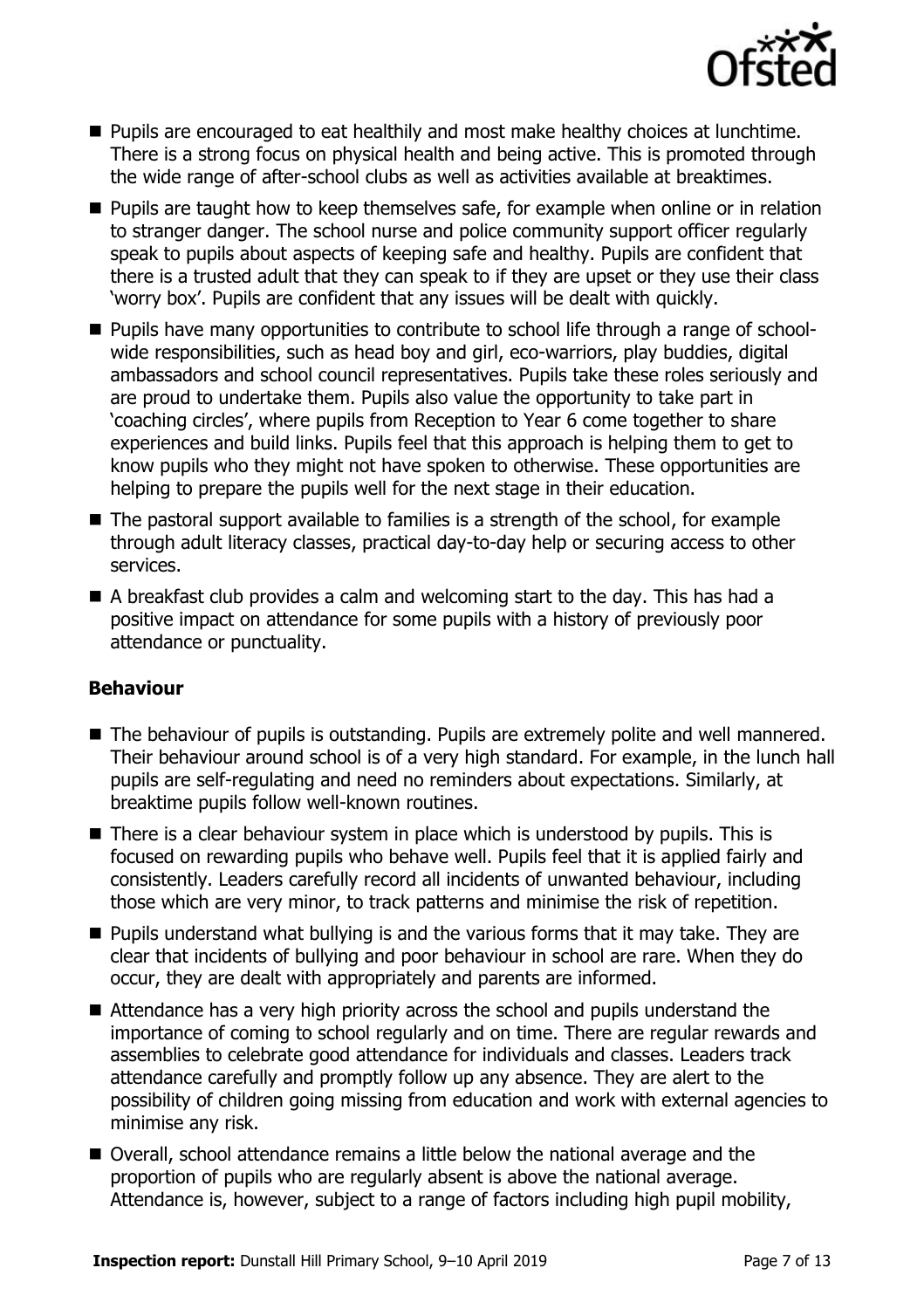- Pupils are encouraged to eat healthily and most make healthy choices at lunchtime. There is a strong focus on physical health and being active. This is promoted through the wide range of after-school clubs as well as activities available at breaktimes.
- Pupils are taught how to keep themselves safe, for example when online or in relation to stranger danger. The school nurse and police community support officer regularly speak to pupils about aspects of keeping safe and healthy. Pupils are confident that there is a trusted adult that they can speak to if they are upset or they use their class 'worry box'. Pupils are confident that any issues will be dealt with quickly.
- Pupils have many opportunities to contribute to school life through a range of school-wide responsibilities, such as head boy and girl, eco-warriors, play buddies, digital ambassadors and school council representatives. Pupils take these roles seriously and are proud to undertake them. Pupils also value the opportunity to take part in 'coaching circles', where pupils from Reception to Year 6 come together to share experiences and build links. Pupils feel that this approach is helping them to get to know pupils who they might not have spoken to otherwise. These opportunities are helping to prepare the pupils well for the next stage in their education.
- The pastoral support available to families is a strength of the school, for example through adult literacy classes, practical day-to-day help or securing access to other services.
- A breakfast club provides a calm and welcoming start to the day. This has had a positive impact on attendance for some pupils with a history of previously poor attendance or punctuality.

### Behaviour

- The behaviour of pupils is outstanding. Pupils are extremely polite and well mannered. Their behaviour around school is of a very high standard. For example, in the lunch hall pupils are self-regulating and need no reminders about expectations. Similarly, at breaktime pupils follow well-known routines.
- There is a clear behaviour system in place which is understood by pupils. This is focused on rewarding pupils who behave well. Pupils feel that it is applied fairly and consistently. Leaders carefully record all incidents of unwanted behaviour, including those which are very minor, to track patterns and minimise the risk of repetition.
- Pupils understand what bullying is and the various forms that it may take. They are clear that incidents of bullying and poor behaviour in school are rare. When they do occur, they are dealt with appropriately and parents are informed.
- Attendance has a very high priority across the school and pupils understand the importance of coming to school regularly and on time. There are regular rewards and assemblies to celebrate good attendance for individuals and classes. Leaders track attendance carefully and promptly follow up any absence. They are alert to the possibility of children going missing from education and work with external agencies to minimise any risk.
- Overall, school attendance remains a little below the national average and the proportion of pupils who are regularly absent is above the national average. Attendance is, however, subject to a range of factors including high pupil mobility,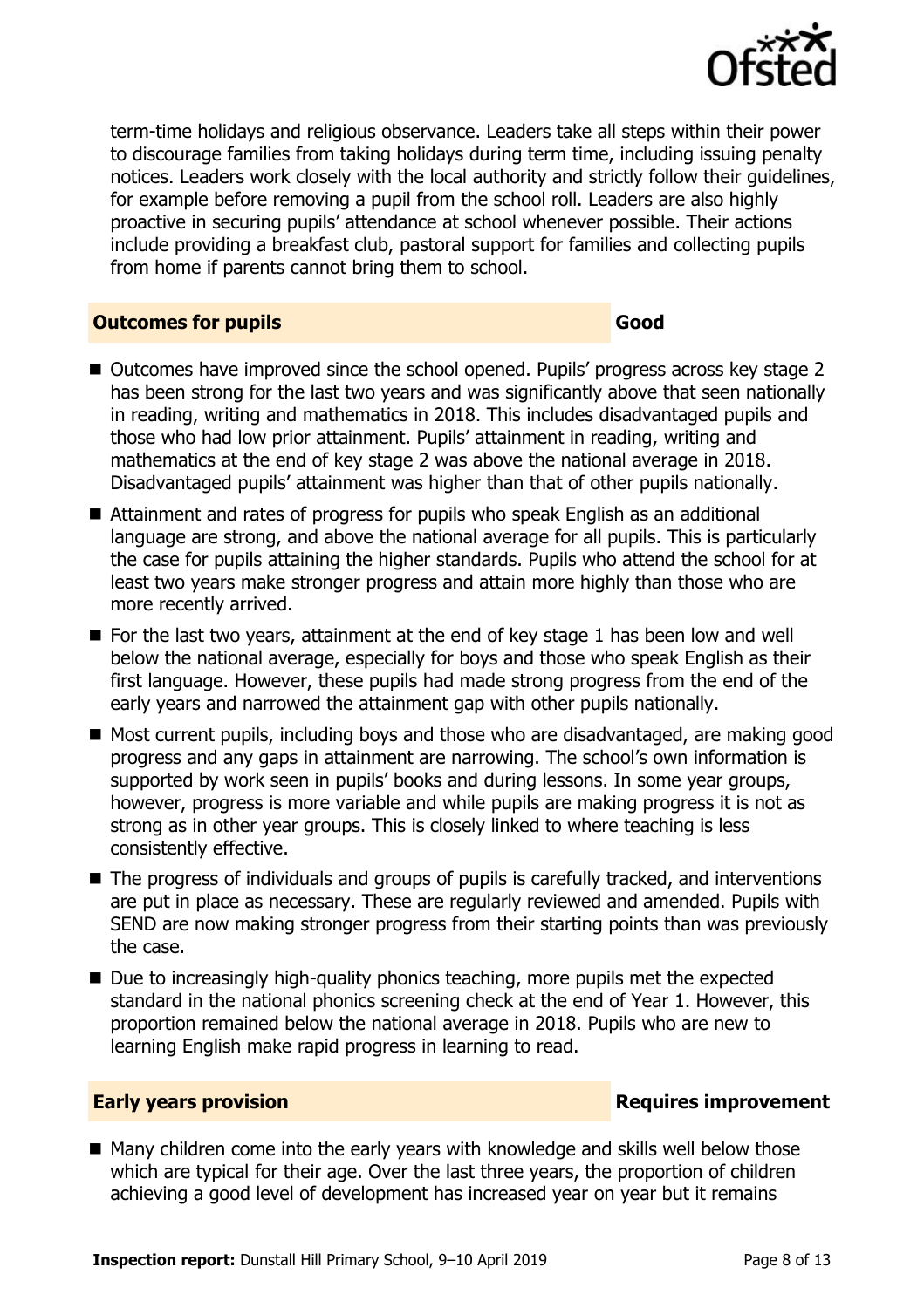term-time holidays and religious observance. Leaders take all steps within their power to discourage families from taking holidays during term time, including issuing penalty notices. Leaders work closely with the local authority and strictly follow their guidelines, for example before removing a pupil from the school roll. Leaders are also highly proactive in securing pupils' attendance at school whenever possible. Their actions include providing a breakfast club, pastoral support for families and collecting pupils from home if parents cannot bring them to school.

### Outcomes for pupils — Good

- Outcomes have improved since the school opened. Pupils' progress across key stage 2 has been strong for the last two years and was significantly above that seen nationally in reading, writing and mathematics in 2018. This includes disadvantaged pupils and those who had low prior attainment. Pupils' attainment in reading, writing and mathematics at the end of key stage 2 was above the national average in 2018. Disadvantaged pupils' attainment was higher than that of other pupils nationally.
- Attainment and rates of progress for pupils who speak English as an additional language are strong, and above the national average for all pupils. This is particularly the case for pupils attaining the higher standards. Pupils who attend the school for at least two years make stronger progress and attain more highly than those who are more recently arrived.
- For the last two years, attainment at the end of key stage 1 has been low and well below the national average, especially for boys and those who speak English as their first language. However, these pupils had made strong progress from the end of the early years and narrowed the attainment gap with other pupils nationally.
- Most current pupils, including boys and those who are disadvantaged, are making good progress and any gaps in attainment are narrowing. The school's own information is supported by work seen in pupils' books and during lessons. In some year groups, however, progress is more variable and while pupils are making progress it is not as strong as in other year groups. This is closely linked to where teaching is less consistently effective.
- The progress of individuals and groups of pupils is carefully tracked, and interventions are put in place as necessary. These are regularly reviewed and amended. Pupils with SEND are now making stronger progress from their starting points than was previously the case.
- Due to increasingly high-quality phonics teaching, more pupils met the expected standard in the national phonics screening check at the end of Year 1. However, this proportion remained below the national average in 2018. Pupils who are new to learning English make rapid progress in learning to read.

### Early years provision — Requires improvement

- Many children come into the early years with knowledge and skills well below those which are typical for their age. Over the last three years, the proportion of children achieving a good level of development has increased year on year but it remains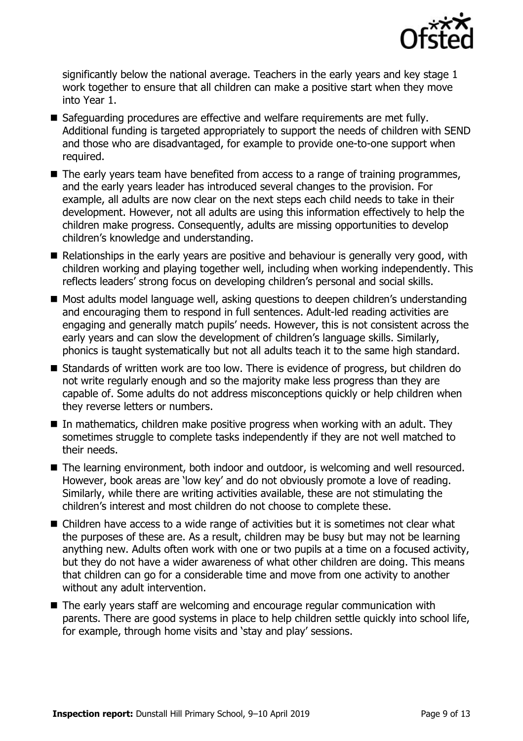significantly below the national average. Teachers in the early years and key stage 1 work together to ensure that all children can make a positive start when they move into Year 1.

- Safeguarding procedures are effective and welfare requirements are met fully. Additional funding is targeted appropriately to support the needs of children with SEND and those who are disadvantaged, for example to provide one-to-one support when required.
- The early years team have benefited from access to a range of training programmes, and the early years leader has introduced several changes to the provision. For example, all adults are now clear on the next steps each child needs to take in their development. However, not all adults are using this information effectively to help the children make progress. Consequently, adults are missing opportunities to develop children's knowledge and understanding.
- Relationships in the early years are positive and behaviour is generally very good, with children working and playing together well, including when working independently. This reflects leaders' strong focus on developing children's personal and social skills.
- Most adults model language well, asking questions to deepen children's understanding and encouraging them to respond in full sentences. Adult-led reading activities are engaging and generally match pupils' needs. However, this is not consistent across the early years and can slow the development of children's language skills. Similarly, phonics is taught systematically but not all adults teach it to the same high standard.
- Standards of written work are too low. There is evidence of progress, but children do not write regularly enough and so the majority make less progress than they are capable of. Some adults do not address misconceptions quickly or help children when they reverse letters or numbers.
- In mathematics, children make positive progress when working with an adult. They sometimes struggle to complete tasks independently if they are not well matched to their needs.
- The learning environment, both indoor and outdoor, is welcoming and well resourced. However, book areas are 'low key' and do not obviously promote a love of reading. Similarly, while there are writing activities available, these are not stimulating the children's interest and most children do not choose to complete these.
- Children have access to a wide range of activities but it is sometimes not clear what the purposes of these are. As a result, children may be busy but may not be learning anything new. Adults often work with one or two pupils at a time on a focused activity, but they do not have a wider awareness of what other children are doing. This means that children can go for a considerable time and move from one activity to another without any adult intervention.
- The early years staff are welcoming and encourage regular communication with parents. There are good systems in place to help children settle quickly into school life, for example, through home visits and 'stay and play' sessions.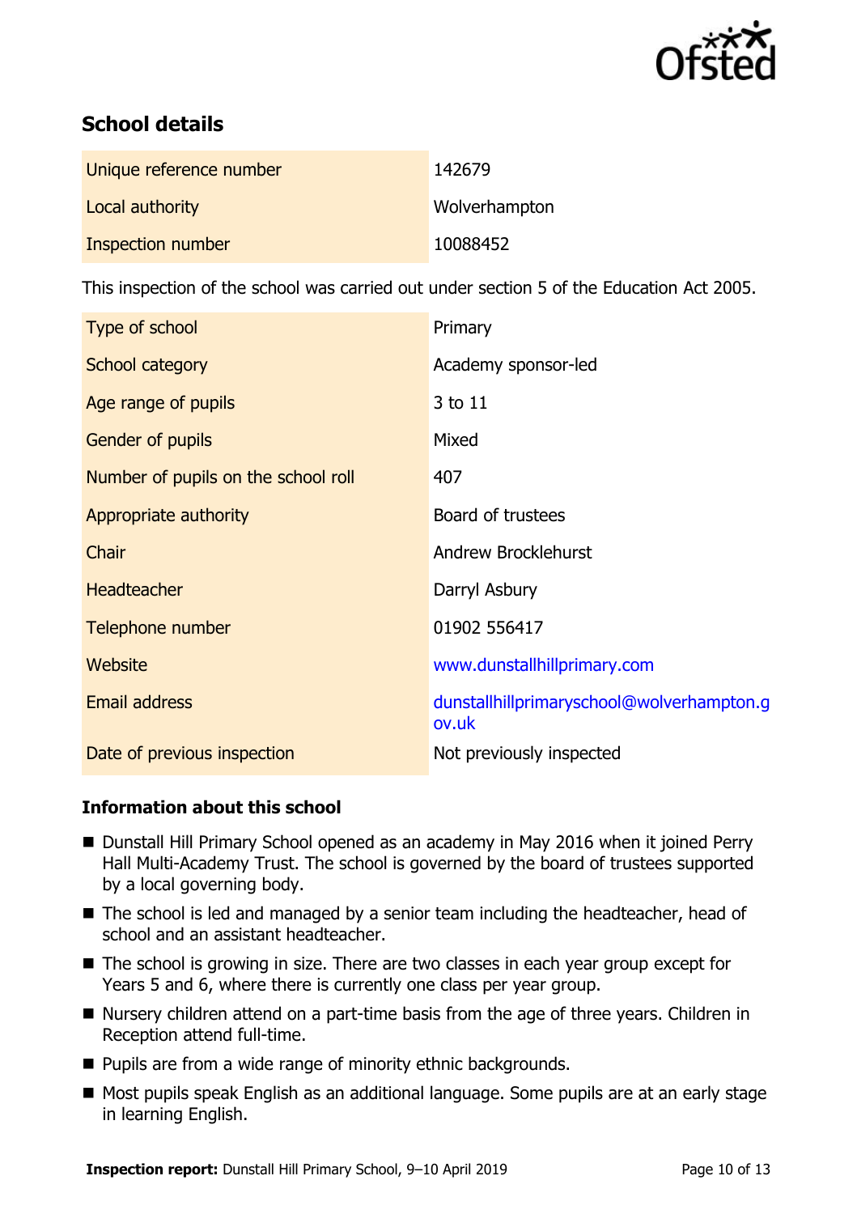## School details

| | |
|---|---|
| Unique reference number | 142679 |
| Local authority | Wolverhampton |
| Inspection number | 10088452 |

This inspection of the school was carried out under section 5 of the Education Act 2005.

| | |
|---|---|
| Type of school | Primary |
| School category | Academy sponsor-led |
| Age range of pupils | 3 to 11 |
| Gender of pupils | Mixed |
| Number of pupils on the school roll | 407 |
| Appropriate authority | Board of trustees |
| Chair | Andrew Brocklehurst |
| Headteacher | Darryl Asbury |
| Telephone number | 01902 556417 |
| Website | www.dunstallhillprimary.com |
| Email address | dunstallhillprimaryschool@wolverhampton.gov.uk |
| Date of previous inspection | Not previously inspected |

### Information about this school

- Dunstall Hill Primary School opened as an academy in May 2016 when it joined Perry Hall Multi-Academy Trust. The school is governed by the board of trustees supported by a local governing body.
- The school is led and managed by a senior team including the headteacher, head of school and an assistant headteacher.
- The school is growing in size. There are two classes in each year group except for Years 5 and 6, where there is currently one class per year group.
- Nursery children attend on a part-time basis from the age of three years. Children in Reception attend full-time.
- Pupils are from a wide range of minority ethnic backgrounds.
- Most pupils speak English as an additional language. Some pupils are at an early stage in learning English.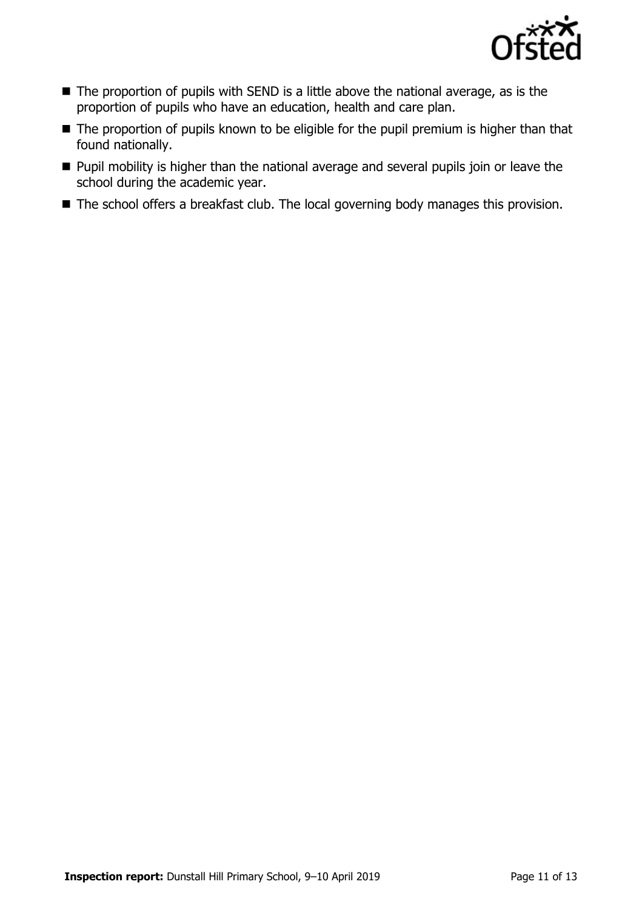- The proportion of pupils with SEND is a little above the national average, as is the proportion of pupils who have an education, health and care plan.
- The proportion of pupils known to be eligible for the pupil premium is higher than that found nationally.
- Pupil mobility is higher than the national average and several pupils join or leave the school during the academic year.
- The school offers a breakfast club. The local governing body manages this provision.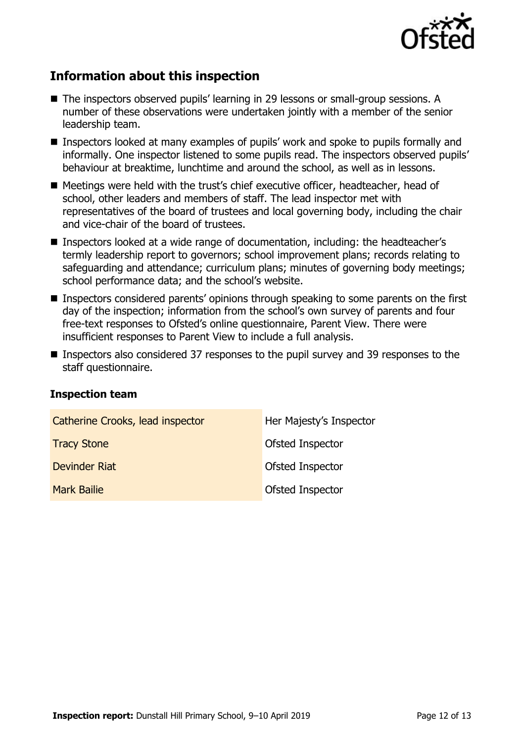## Information about this inspection

- The inspectors observed pupils' learning in 29 lessons or small-group sessions. A number of these observations were undertaken jointly with a member of the senior leadership team.
- Inspectors looked at many examples of pupils' work and spoke to pupils formally and informally. One inspector listened to some pupils read. The inspectors observed pupils' behaviour at breaktime, lunchtime and around the school, as well as in lessons.
- Meetings were held with the trust's chief executive officer, headteacher, head of school, other leaders and members of staff. The lead inspector met with representatives of the board of trustees and local governing body, including the chair and vice-chair of the board of trustees.
- Inspectors looked at a wide range of documentation, including: the headteacher's termly leadership report to governors; school improvement plans; records relating to safeguarding and attendance; curriculum plans; minutes of governing body meetings; school performance data; and the school's website.
- Inspectors considered parents' opinions through speaking to some parents on the first day of the inspection; information from the school's own survey of parents and four free-text responses to Ofsted's online questionnaire, Parent View. There were insufficient responses to Parent View to include a full analysis.
- Inspectors also considered 37 responses to the pupil survey and 39 responses to the staff questionnaire.

### Inspection team

| | |
|---|---|
| Catherine Crooks, lead inspector | Her Majesty's Inspector |
| Tracy Stone | Ofsted Inspector |
| Devinder Riat | Ofsted Inspector |
| Mark Bailie | Ofsted Inspector |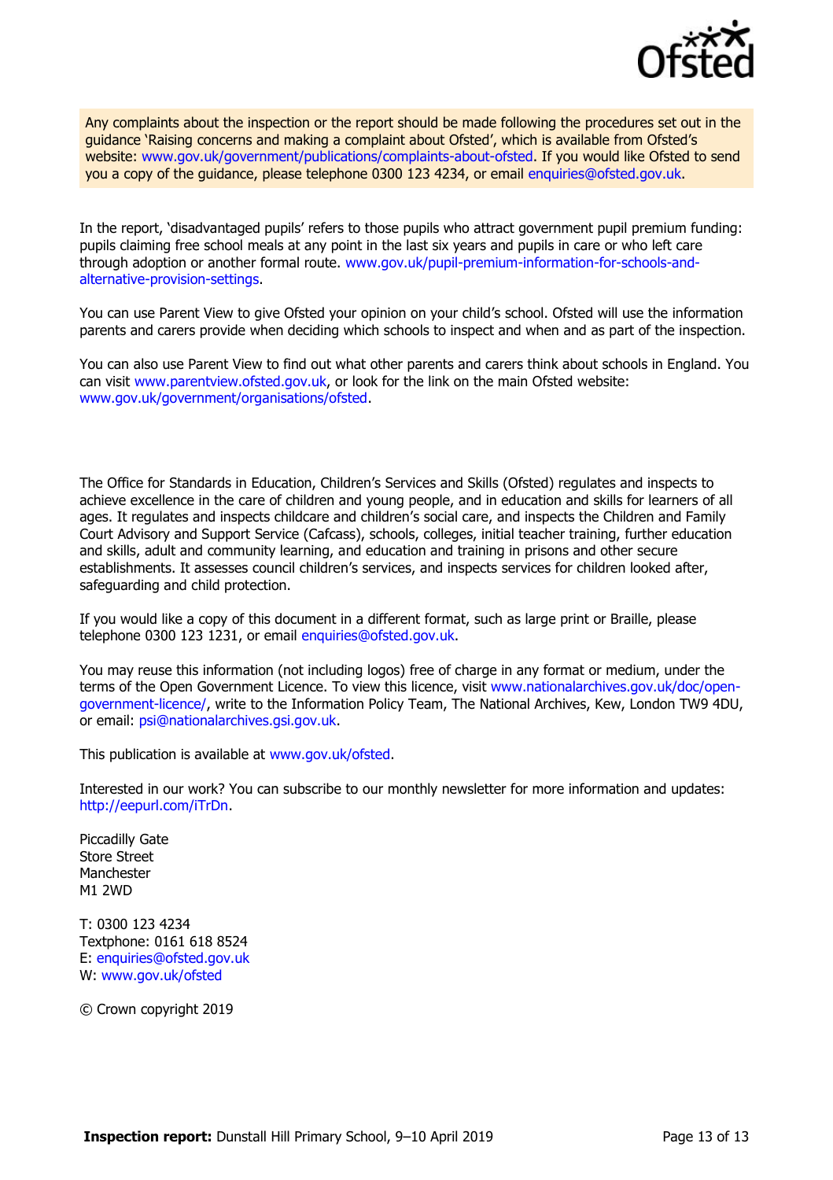Any complaints about the inspection or the report should be made following the procedures set out in the guidance 'Raising concerns and making a complaint about Ofsted', which is available from Ofsted's website: www.gov.uk/government/publications/complaints-about-ofsted. If you would like Ofsted to send you a copy of the guidance, please telephone 0300 123 4234, or email enquiries@ofsted.gov.uk.

In the report, 'disadvantaged pupils' refers to those pupils who attract government pupil premium funding: pupils claiming free school meals at any point in the last six years and pupils in care or who left care through adoption or another formal route. www.gov.uk/pupil-premium-information-for-schools-and-alternative-provision-settings.

You can use Parent View to give Ofsted your opinion on your child's school. Ofsted will use the information parents and carers provide when deciding which schools to inspect and when and as part of the inspection.

You can also use Parent View to find out what other parents and carers think about schools in England. You can visit www.parentview.ofsted.gov.uk, or look for the link on the main Ofsted website: www.gov.uk/government/organisations/ofsted.

The Office for Standards in Education, Children's Services and Skills (Ofsted) regulates and inspects to achieve excellence in the care of children and young people, and in education and skills for learners of all ages. It regulates and inspects childcare and children's social care, and inspects the Children and Family Court Advisory and Support Service (Cafcass), schools, colleges, initial teacher training, further education and skills, adult and community learning, and education and training in prisons and other secure establishments. It assesses council children's services, and inspects services for children looked after, safeguarding and child protection.

If you would like a copy of this document in a different format, such as large print or Braille, please telephone 0300 123 1231, or email enquiries@ofsted.gov.uk.

You may reuse this information (not including logos) free of charge in any format or medium, under the terms of the Open Government Licence. To view this licence, visit www.nationalarchives.gov.uk/doc/open-government-licence/, write to the Information Policy Team, The National Archives, Kew, London TW9 4DU, or email: psi@nationalarchives.gsi.gov.uk.

This publication is available at www.gov.uk/ofsted.

Interested in our work? You can subscribe to our monthly newsletter for more information and updates: http://eepurl.com/iTrDn.

Piccadilly Gate
Store Street
Manchester
M1 2WD

T: 0300 123 4234
Textphone: 0161 618 8524
E: enquiries@ofsted.gov.uk
W: www.gov.uk/ofsted

© Crown copyright 2019